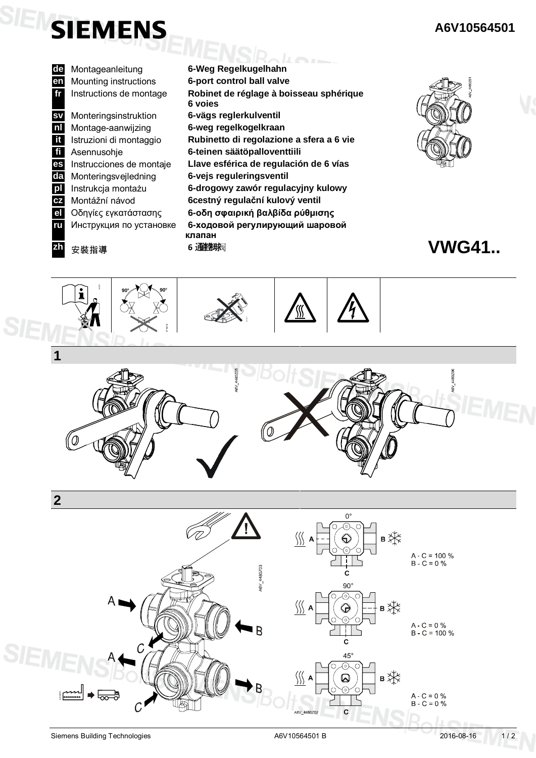**SIEMENS**

**A6V10564501**

| | | |
|---|---|---|
| de | Montageanleitung | **6-Weg Regelkugelhahn** |
| en | Mounting instructions | **6-port control ball valve** |
| fr | Instructions de montage | **Robinet de réglage à boisseau sphérique 6 voies** |
| sv | Monteringsinstruktion | **6-vägs reglerkulventil** |
| nl | Montage-aanwijzing | **6-weg regelkogelkraan** |
| it | Istruzioni di montaggio | **Rubinetto di regolazione a sfera a 6 vie** |
| fi | Asennusohje | **6-teinen säätöpalloventtiili** |
| es | Instrucciones de montaje | **Llave esférica de regulación de 6 vías** |
| da | Monteringsvejledning | **6-vejs reguleringsventil** |
| pl | Instrukcja montażu | **6-drogowy zawór regulacyjny kulowy** |
| cz | Montážní návod | **6cestný regulační kulový ventil** |
| el | Οδηγίες εγκατάστασης | **6-οδη σφαιρική βαλβίδα ρύθμισης** |
| ru | Инструкция по установке | **6-ходовой регулирующий шаровой клапан** |
| zh | 安裝指導 | **6 通調節球閥** |

# VWG41..

## 1

## 2

A, B, C

0°: A - C = 100 %, B - C = 0 %

90°: A - C = 0 %, B - C = 100 %

45°: A - C = 0 %, B - C = 0 %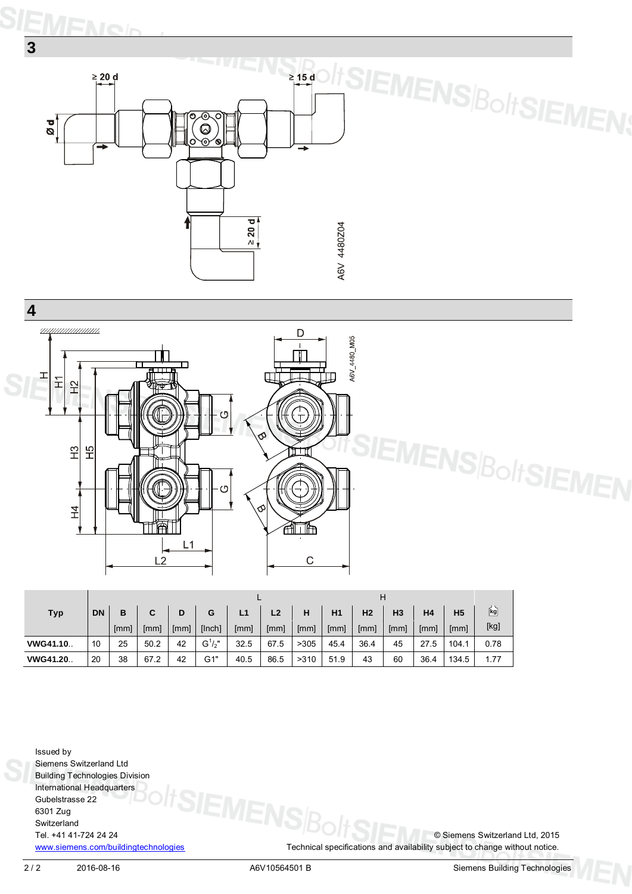## 3

≥ 20 d

≥ 15 d

Ø d

≥ 20 d

A6V 4480Z04

## 4

H
H1
H2
H3
H5
H4
G
G
L1
L2
D
B
B
C

A6V_4480_M05

| Typ | | | | | | L | | H | | | | | | [kg] |
|---|---|---|---|---|---|---|---|---|---|---|---|---|---|---|
| | DN | B | C | D | G | L1 | L2 | H | H1 | H2 | H3 | H4 | H5 | |
| | | [mm] | [mm] | [mm] | [Inch] | [mm] | [mm] | [mm] | [mm] | [mm] | [mm] | [mm] | [mm] | [kg] |
| **VWG41.10..** | 10 | 25 | 50.2 | 42 | G$^{1}/_{2}$" | 32.5 | 67.5 | >305 | 45.4 | 36.4 | 45 | 27.5 | 104.1 | 0.78 |
| **VWG41.20..** | 20 | 38 | 67.2 | 42 | G1" | 40.5 | 86.5 | >310 | 51.9 | 43 | 60 | 36.4 | 134.5 | 1.77 |

Issued by
Siemens Switzerland Ltd
Building Technologies Division
International Headquarters
Gubelstrasse 22
6301 Zug
Switzerland
Tel. +41 41-724 24 24
www.siemens.com/buildingtechnologies

© Siemens Switzerland Ltd, 2015
Technical specifications and availability subject to change without notice.

2016-08-16 A6V10564501 B Siemens Building Technologies